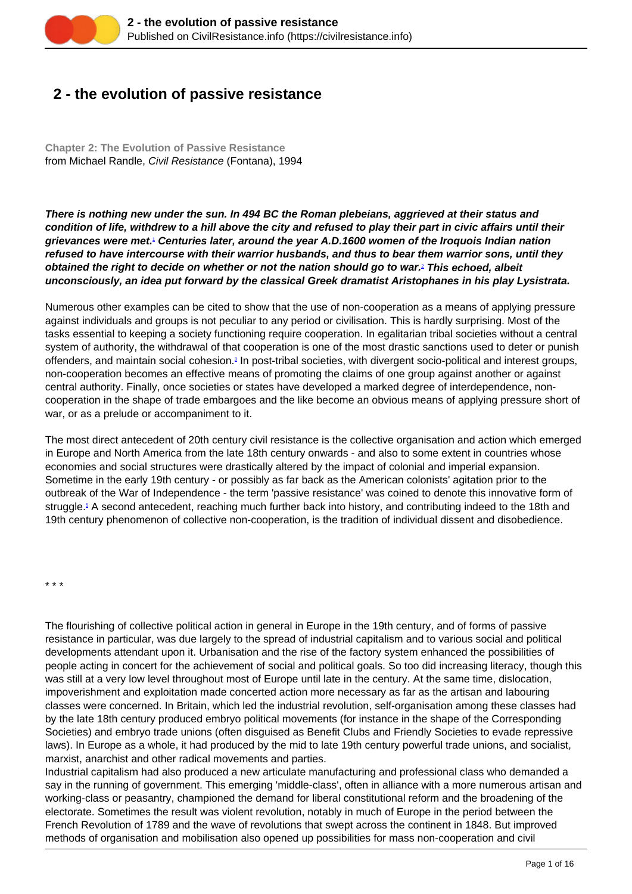# 2 - the evolution of passive resistance

**Chapter 2: The Evolution of Passive Resistance**
from Michael Randle, *Civil Resistance* (Fontana), 1994

***There is nothing new under the sun. In 494 BC the Roman plebeians, aggrieved at their status and condition of life, withdrew to a hill above the city and refused to play their part in civic affairs until their grievances were met.[1] Centuries later, around the year A.D.1600 women of the Iroquois Indian nation refused to have intercourse with their warrior husbands, and thus to bear them warrior sons, until they obtained the right to decide on whether or not the nation should go to war.[2] This echoed, albeit unconsciously, an idea put forward by the classical Greek dramatist Aristophanes in his play Lysistrata.***

Numerous other examples can be cited to show that the use of non-cooperation as a means of applying pressure against individuals and groups is not peculiar to any period or civilisation. This is hardly surprising. Most of the tasks essential to keeping a society functioning require cooperation. In egalitarian tribal societies without a central system of authority, the withdrawal of that cooperation is one of the most drastic sanctions used to deter or punish offenders, and maintain social cohesion.[3] In post-tribal societies, with divergent socio-political and interest groups, non-cooperation becomes an effective means of promoting the claims of one group against another or against central authority. Finally, once societies or states have developed a marked degree of interdependence, non-cooperation in the shape of trade embargoes and the like become an obvious means of applying pressure short of war, or as a prelude or accompaniment to it.

The most direct antecedent of 20th century civil resistance is the collective organisation and action which emerged in Europe and North America from the late 18th century onwards - and also to some extent in countries whose economies and social structures were drastically altered by the impact of colonial and imperial expansion. Sometime in the early 19th century - or possibly as far back as the American colonists' agitation prior to the outbreak of the War of Independence - the term 'passive resistance' was coined to denote this innovative form of struggle.[5] A second antecedent, reaching much further back into history, and contributing indeed to the 18th and 19th century phenomenon of collective non-cooperation, is the tradition of individual dissent and disobedience.

\* \* \*

The flourishing of collective political action in general in Europe in the 19th century, and of forms of passive resistance in particular, was due largely to the spread of industrial capitalism and to various social and political developments attendant upon it. Urbanisation and the rise of the factory system enhanced the possibilities of people acting in concert for the achievement of social and political goals. So too did increasing literacy, though this was still at a very low level throughout most of Europe until late in the century. At the same time, dislocation, impoverishment and exploitation made concerted action more necessary as far as the artisan and labouring classes were concerned. In Britain, which led the industrial revolution, self-organisation among these classes had by the late 18th century produced embryo political movements (for instance in the shape of the Corresponding Societies) and embryo trade unions (often disguised as Benefit Clubs and Friendly Societies to evade repressive laws). In Europe as a whole, it had produced by the mid to late 19th century powerful trade unions, and socialist, marxist, anarchist and other radical movements and parties.
Industrial capitalism had also produced a new articulate manufacturing and professional class who demanded a say in the running of government. This emerging 'middle-class', often in alliance with a more numerous artisan and working-class or peasantry, championed the demand for liberal constitutional reform and the broadening of the electorate. Sometimes the result was violent revolution, notably in much of Europe in the period between the French Revolution of 1789 and the wave of revolutions that swept across the continent in 1848. But improved methods of organisation and mobilisation also opened up possibilities for mass non-cooperation and civil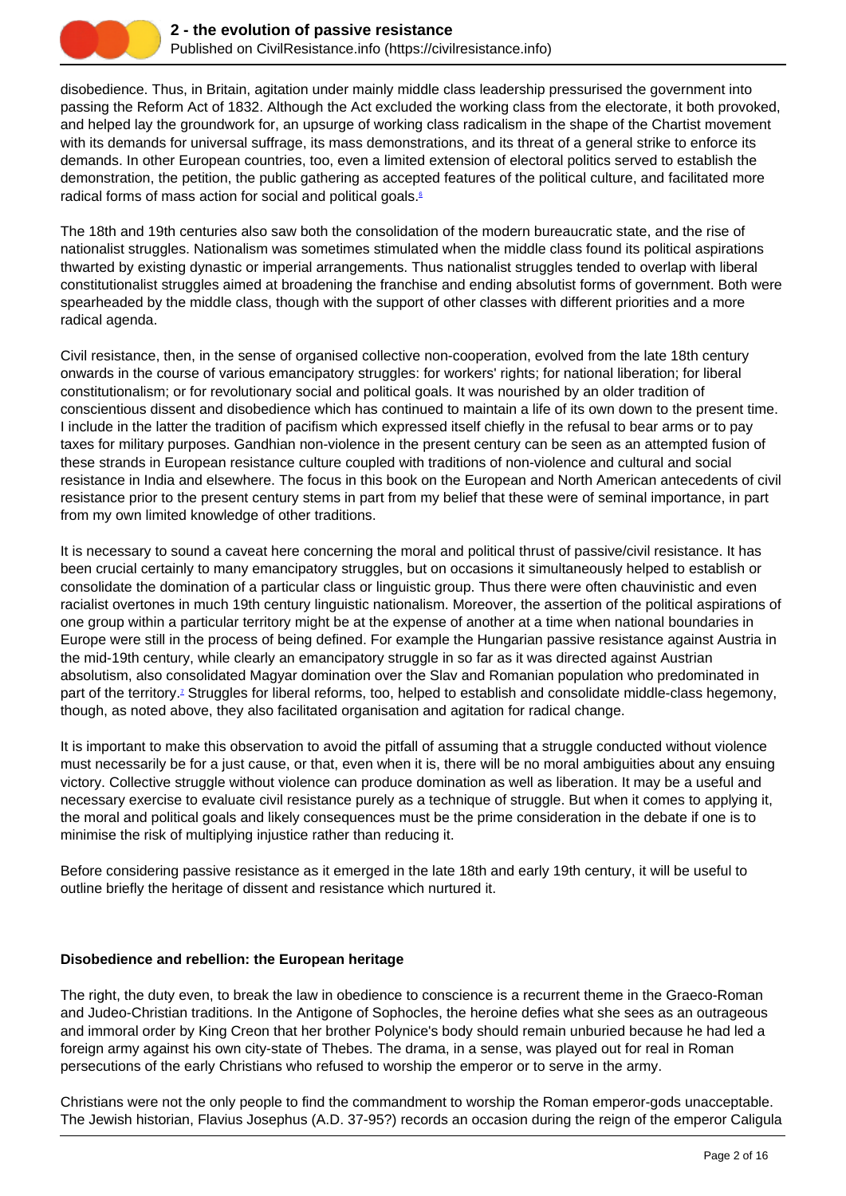disobedience. Thus, in Britain, agitation under mainly middle class leadership pressurised the government into passing the Reform Act of 1832. Although the Act excluded the working class from the electorate, it both provoked, and helped lay the groundwork for, an upsurge of working class radicalism in the shape of the Chartist movement with its demands for universal suffrage, its mass demonstrations, and its threat of a general strike to enforce its demands. In other European countries, too, even a limited extension of electoral politics served to establish the demonstration, the petition, the public gathering as accepted features of the political culture, and facilitated more radical forms of mass action for social and political goals.[6]

The 18th and 19th centuries also saw both the consolidation of the modern bureaucratic state, and the rise of nationalist struggles. Nationalism was sometimes stimulated when the middle class found its political aspirations thwarted by existing dynastic or imperial arrangements. Thus nationalist struggles tended to overlap with liberal constitutionalist struggles aimed at broadening the franchise and ending absolutist forms of government. Both were spearheaded by the middle class, though with the support of other classes with different priorities and a more radical agenda.

Civil resistance, then, in the sense of organised collective non-cooperation, evolved from the late 18th century onwards in the course of various emancipatory struggles: for workers' rights; for national liberation; for liberal constitutionalism; or for revolutionary social and political goals. It was nourished by an older tradition of conscientious dissent and disobedience which has continued to maintain a life of its own down to the present time. I include in the latter the tradition of pacifism which expressed itself chiefly in the refusal to bear arms or to pay taxes for military purposes. Gandhian non-violence in the present century can be seen as an attempted fusion of these strands in European resistance culture coupled with traditions of non-violence and cultural and social resistance in India and elsewhere. The focus in this book on the European and North American antecedents of civil resistance prior to the present century stems in part from my belief that these were of seminal importance, in part from my own limited knowledge of other traditions.

It is necessary to sound a caveat here concerning the moral and political thrust of passive/civil resistance. It has been crucial certainly to many emancipatory struggles, but on occasions it simultaneously helped to establish or consolidate the domination of a particular class or linguistic group. Thus there were often chauvinistic and even racialist overtones in much 19th century linguistic nationalism. Moreover, the assertion of the political aspirations of one group within a particular territory might be at the expense of another at a time when national boundaries in Europe were still in the process of being defined. For example the Hungarian passive resistance against Austria in the mid-19th century, while clearly an emancipatory struggle in so far as it was directed against Austrian absolutism, also consolidated Magyar domination over the Slav and Romanian population who predominated in part of the territory.[7] Struggles for liberal reforms, too, helped to establish and consolidate middle-class hegemony, though, as noted above, they also facilitated organisation and agitation for radical change.

It is important to make this observation to avoid the pitfall of assuming that a struggle conducted without violence must necessarily be for a just cause, or that, even when it is, there will be no moral ambiguities about any ensuing victory. Collective struggle without violence can produce domination as well as liberation. It may be a useful and necessary exercise to evaluate civil resistance purely as a technique of struggle. But when it comes to applying it, the moral and political goals and likely consequences must be the prime consideration in the debate if one is to minimise the risk of multiplying injustice rather than reducing it.

Before considering passive resistance as it emerged in the late 18th and early 19th century, it will be useful to outline briefly the heritage of dissent and resistance which nurtured it.

**Disobedience and rebellion: the European heritage**

The right, the duty even, to break the law in obedience to conscience is a recurrent theme in the Graeco-Roman and Judeo-Christian traditions. In the Antigone of Sophocles, the heroine defies what she sees as an outrageous and immoral order by King Creon that her brother Polynice's body should remain unburied because he had led a foreign army against his own city-state of Thebes. The drama, in a sense, was played out for real in Roman persecutions of the early Christians who refused to worship the emperor or to serve in the army.

Christians were not the only people to find the commandment to worship the Roman emperor-gods unacceptable. The Jewish historian, Flavius Josephus (A.D. 37-95?) records an occasion during the reign of the emperor Caligula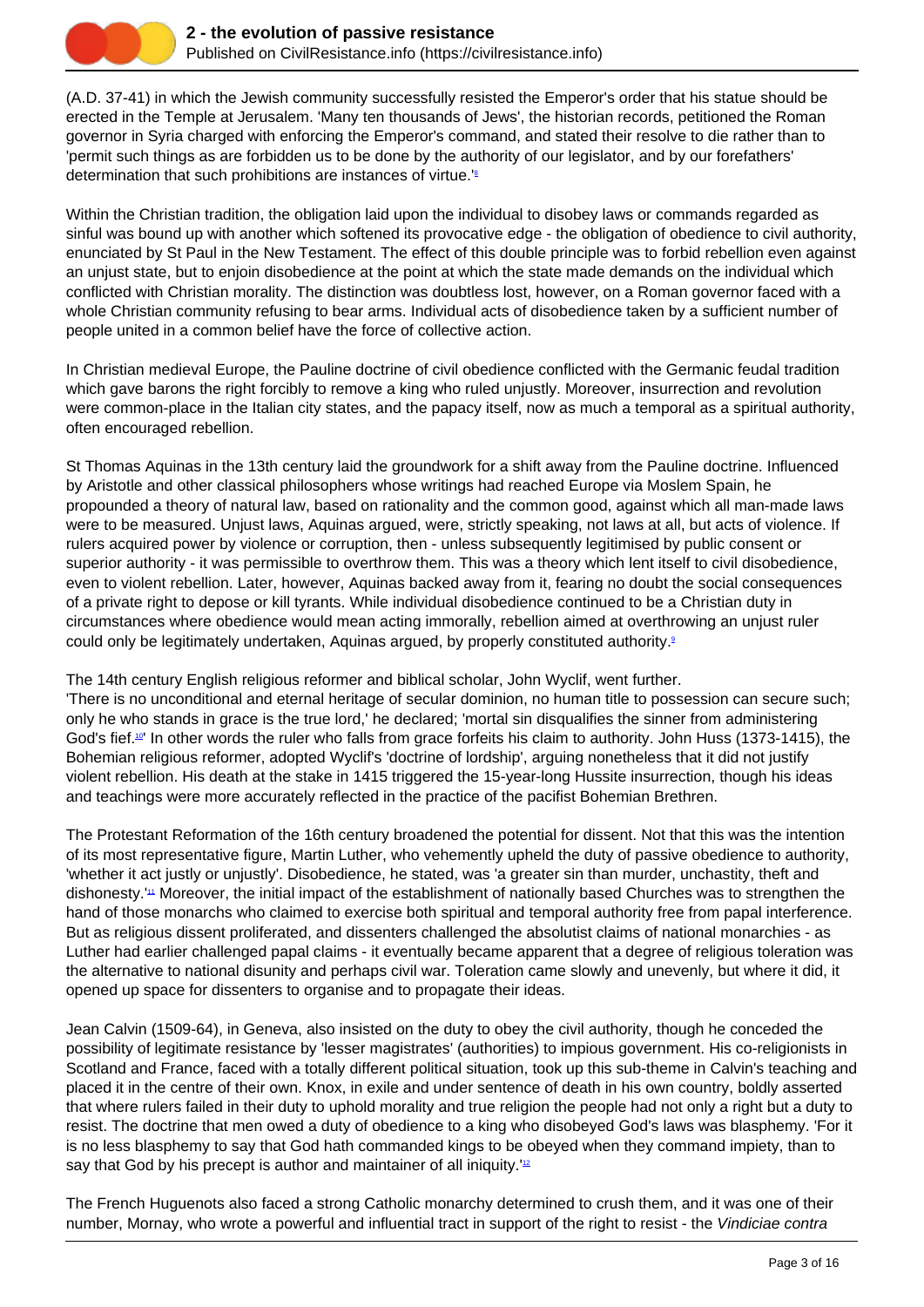(A.D. 37-41) in which the Jewish community successfully resisted the Emperor's order that his statue should be erected in the Temple at Jerusalem. 'Many ten thousands of Jews', the historian records, petitioned the Roman governor in Syria charged with enforcing the Emperor's command, and stated their resolve to die rather than to 'permit such things as are forbidden us to be done by the authority of our legislator, and by our forefathers' determination that such prohibitions are instances of virtue.'[8]

Within the Christian tradition, the obligation laid upon the individual to disobey laws or commands regarded as sinful was bound up with another which softened its provocative edge - the obligation of obedience to civil authority, enunciated by St Paul in the New Testament. The effect of this double principle was to forbid rebellion even against an unjust state, but to enjoin disobedience at the point at which the state made demands on the individual which conflicted with Christian morality. The distinction was doubtless lost, however, on a Roman governor faced with a whole Christian community refusing to bear arms. Individual acts of disobedience taken by a sufficient number of people united in a common belief have the force of collective action.

In Christian medieval Europe, the Pauline doctrine of civil obedience conflicted with the Germanic feudal tradition which gave barons the right forcibly to remove a king who ruled unjustly. Moreover, insurrection and revolution were common-place in the Italian city states, and the papacy itself, now as much a temporal as a spiritual authority, often encouraged rebellion.

St Thomas Aquinas in the 13th century laid the groundwork for a shift away from the Pauline doctrine. Influenced by Aristotle and other classical philosophers whose writings had reached Europe via Moslem Spain, he propounded a theory of natural law, based on rationality and the common good, against which all man-made laws were to be measured. Unjust laws, Aquinas argued, were, strictly speaking, not laws at all, but acts of violence. If rulers acquired power by violence or corruption, then - unless subsequently legitimised by public consent or superior authority - it was permissible to overthrow them. This was a theory which lent itself to civil disobedience, even to violent rebellion. Later, however, Aquinas backed away from it, fearing no doubt the social consequences of a private right to depose or kill tyrants. While individual disobedience continued to be a Christian duty in circumstances where obedience would mean acting immorally, rebellion aimed at overthrowing an unjust ruler could only be legitimately undertaken, Aquinas argued, by properly constituted authority.[9]

The 14th century English religious reformer and biblical scholar, John Wyclif, went further.
'There is no unconditional and eternal heritage of secular dominion, no human title to possession can secure such; only he who stands in grace is the true lord,' he declared; 'mortal sin disqualifies the sinner from administering God's fief.[10]' In other words the ruler who falls from grace forfeits his claim to authority. John Huss (1373-1415), the Bohemian religious reformer, adopted Wyclif's 'doctrine of lordship', arguing nonetheless that it did not justify violent rebellion. His death at the stake in 1415 triggered the 15-year-long Hussite insurrection, though his ideas and teachings were more accurately reflected in the practice of the pacifist Bohemian Brethren.

The Protestant Reformation of the 16th century broadened the potential for dissent. Not that this was the intention of its most representative figure, Martin Luther, who vehemently upheld the duty of passive obedience to authority, 'whether it act justly or unjustly'. Disobedience, he stated, was 'a greater sin than murder, unchastity, theft and dishonesty.'[11] Moreover, the initial impact of the establishment of nationally based Churches was to strengthen the hand of those monarchs who claimed to exercise both spiritual and temporal authority free from papal interference. But as religious dissent proliferated, and dissenters challenged the absolutist claims of national monarchies - as Luther had earlier challenged papal claims - it eventually became apparent that a degree of religious toleration was the alternative to national disunity and perhaps civil war. Toleration came slowly and unevenly, but where it did, it opened up space for dissenters to organise and to propagate their ideas.

Jean Calvin (1509-64), in Geneva, also insisted on the duty to obey the civil authority, though he conceded the possibility of legitimate resistance by 'lesser magistrates' (authorities) to impious government. His co-religionists in Scotland and France, faced with a totally different political situation, took up this sub-theme in Calvin's teaching and placed it in the centre of their own. Knox, in exile and under sentence of death in his own country, boldly asserted that where rulers failed in their duty to uphold morality and true religion the people had not only a right but a duty to resist. The doctrine that men owed a duty of obedience to a king who disobeyed God's laws was blasphemy. 'For it is no less blasphemy to say that God hath commanded kings to be obeyed when they command impiety, than to say that God by his precept is author and maintainer of all iniquity.'[12]

The French Huguenots also faced a strong Catholic monarchy determined to crush them, and it was one of their number, Mornay, who wrote a powerful and influential tract in support of the right to resist - the *Vindiciae contra*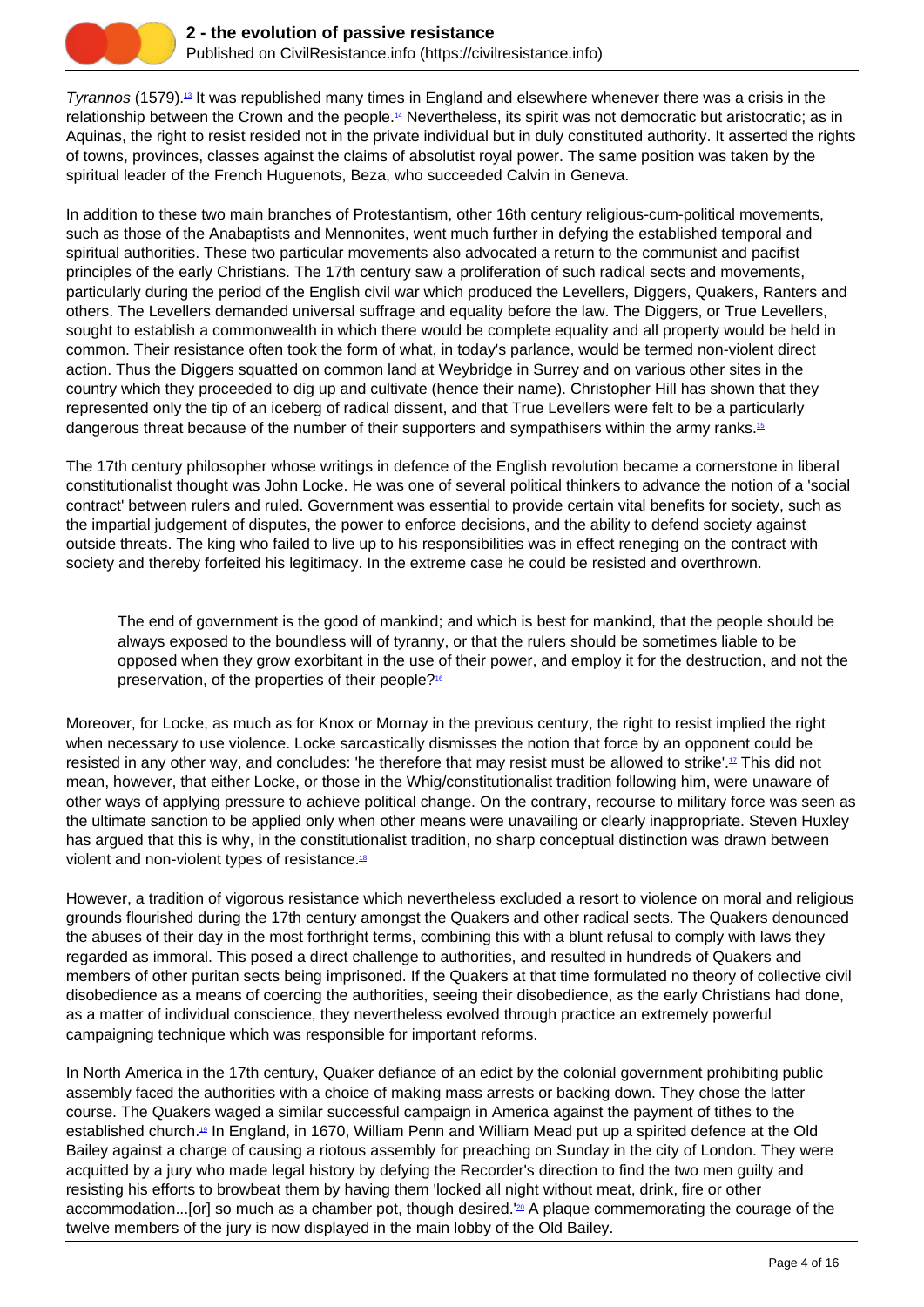*Tyrannos* (1579).[13] It was republished many times in England and elsewhere whenever there was a crisis in the relationship between the Crown and the people.[14] Nevertheless, its spirit was not democratic but aristocratic; as in Aquinas, the right to resist resided not in the private individual but in duly constituted authority. It asserted the rights of towns, provinces, classes against the claims of absolutist royal power. The same position was taken by the spiritual leader of the French Huguenots, Beza, who succeeded Calvin in Geneva.

In addition to these two main branches of Protestantism, other 16th century religious-cum-political movements, such as those of the Anabaptists and Mennonites, went much further in defying the established temporal and spiritual authorities. These two particular movements also advocated a return to the communist and pacifist principles of the early Christians. The 17th century saw a proliferation of such radical sects and movements, particularly during the period of the English civil war which produced the Levellers, Diggers, Quakers, Ranters and others. The Levellers demanded universal suffrage and equality before the law. The Diggers, or True Levellers, sought to establish a commonwealth in which there would be complete equality and all property would be held in common. Their resistance often took the form of what, in today's parlance, would be termed non-violent direct action. Thus the Diggers squatted on common land at Weybridge in Surrey and on various other sites in the country which they proceeded to dig up and cultivate (hence their name). Christopher Hill has shown that they represented only the tip of an iceberg of radical dissent, and that True Levellers were felt to be a particularly dangerous threat because of the number of their supporters and sympathisers within the army ranks.[15]

The 17th century philosopher whose writings in defence of the English revolution became a cornerstone in liberal constitutionalist thought was John Locke. He was one of several political thinkers to advance the notion of a 'social contract' between rulers and ruled. Government was essential to provide certain vital benefits for society, such as the impartial judgement of disputes, the power to enforce decisions, and the ability to defend society against outside threats. The king who failed to live up to his responsibilities was in effect reneging on the contract with society and thereby forfeited his legitimacy. In the extreme case he could be resisted and overthrown.

> The end of government is the good of mankind; and which is best for mankind, that the people should be always exposed to the boundless will of tyranny, or that the rulers should be sometimes liable to be opposed when they grow exorbitant in the use of their power, and employ it for the destruction, and not the preservation, of the properties of their people?[16]

Moreover, for Locke, as much as for Knox or Mornay in the previous century, the right to resist implied the right when necessary to use violence. Locke sarcastically dismisses the notion that force by an opponent could be resisted in any other way, and concludes: 'he therefore that may resist must be allowed to strike'.[17] This did not mean, however, that either Locke, or those in the Whig/constitutionalist tradition following him, were unaware of other ways of applying pressure to achieve political change. On the contrary, recourse to military force was seen as the ultimate sanction to be applied only when other means were unavailing or clearly inappropriate. Steven Huxley has argued that this is why, in the constitutionalist tradition, no sharp conceptual distinction was drawn between violent and non-violent types of resistance.[18]

However, a tradition of vigorous resistance which nevertheless excluded a resort to violence on moral and religious grounds flourished during the 17th century amongst the Quakers and other radical sects. The Quakers denounced the abuses of their day in the most forthright terms, combining this with a blunt refusal to comply with laws they regarded as immoral. This posed a direct challenge to authorities, and resulted in hundreds of Quakers and members of other puritan sects being imprisoned. If the Quakers at that time formulated no theory of collective civil disobedience as a means of coercing the authorities, seeing their disobedience, as the early Christians had done, as a matter of individual conscience, they nevertheless evolved through practice an extremely powerful campaigning technique which was responsible for important reforms.

In North America in the 17th century, Quaker defiance of an edict by the colonial government prohibiting public assembly faced the authorities with a choice of making mass arrests or backing down. They chose the latter course. The Quakers waged a similar successful campaign in America against the payment of tithes to the established church.[19] In England, in 1670, William Penn and William Mead put up a spirited defence at the Old Bailey against a charge of causing a riotous assembly for preaching on Sunday in the city of London. They were acquitted by a jury who made legal history by defying the Recorder's direction to find the two men guilty and resisting his efforts to browbeat them by having them 'locked all night without meat, drink, fire or other accommodation...[or] so much as a chamber pot, though desired.'[20] A plaque commemorating the courage of the twelve members of the jury is now displayed in the main lobby of the Old Bailey.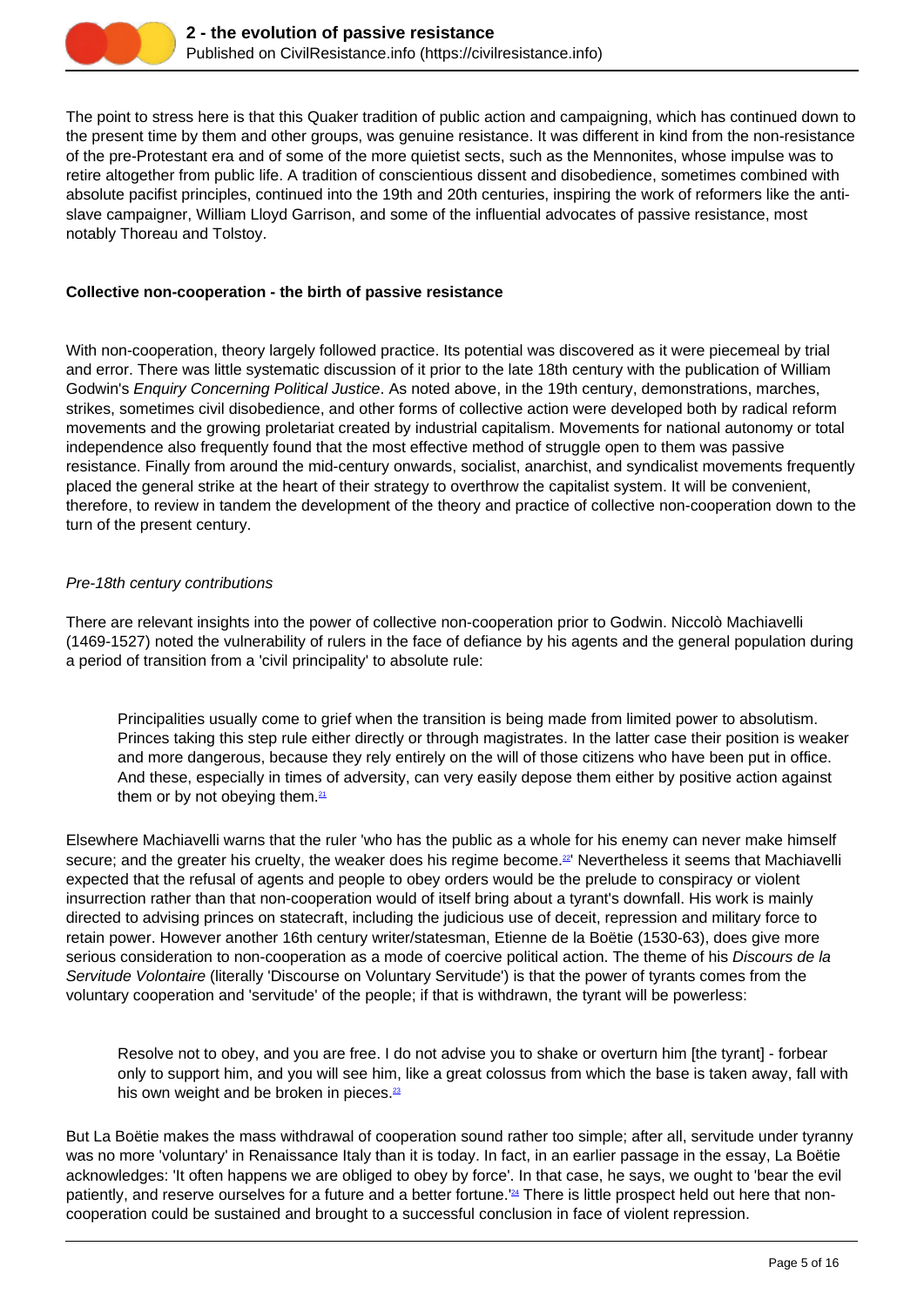The point to stress here is that this Quaker tradition of public action and campaigning, which has continued down to the present time by them and other groups, was genuine resistance. It was different in kind from the non-resistance of the pre-Protestant era and of some of the more quietist sects, such as the Mennonites, whose impulse was to retire altogether from public life. A tradition of conscientious dissent and disobedience, sometimes combined with absolute pacifist principles, continued into the 19th and 20th centuries, inspiring the work of reformers like the anti-slave campaigner, William Lloyd Garrison, and some of the influential advocates of passive resistance, most notably Thoreau and Tolstoy.

**Collective non-cooperation - the birth of passive resistance**

With non-cooperation, theory largely followed practice. Its potential was discovered as it were piecemeal by trial and error. There was little systematic discussion of it prior to the late 18th century with the publication of William Godwin's *Enquiry Concerning Political Justice*. As noted above, in the 19th century, demonstrations, marches, strikes, sometimes civil disobedience, and other forms of collective action were developed both by radical reform movements and the growing proletariat created by industrial capitalism. Movements for national autonomy or total independence also frequently found that the most effective method of struggle open to them was passive resistance. Finally from around the mid-century onwards, socialist, anarchist, and syndicalist movements frequently placed the general strike at the heart of their strategy to overthrow the capitalist system. It will be convenient, therefore, to review in tandem the development of the theory and practice of collective non-cooperation down to the turn of the present century.

*Pre-18th century contributions*

There are relevant insights into the power of collective non-cooperation prior to Godwin. Niccolò Machiavelli (1469-1527) noted the vulnerability of rulers in the face of defiance by his agents and the general population during a period of transition from a 'civil principality' to absolute rule:

> Principalities usually come to grief when the transition is being made from limited power to absolutism. Princes taking this step rule either directly or through magistrates. In the latter case their position is weaker and more dangerous, because they rely entirely on the will of those citizens who have been put in office. And these, especially in times of adversity, can very easily depose them either by positive action against them or by not obeying them.[21]

Elsewhere Machiavelli warns that the ruler 'who has the public as a whole for his enemy can never make himself secure; and the greater his cruelty, the weaker does his regime become.[22]' Nevertheless it seems that Machiavelli expected that the refusal of agents and people to obey orders would be the prelude to conspiracy or violent insurrection rather than that non-cooperation would of itself bring about a tyrant's downfall. His work is mainly directed to advising princes on statecraft, including the judicious use of deceit, repression and military force to retain power. However another 16th century writer/statesman, Etienne de la Boëtie (1530-63), does give more serious consideration to non-cooperation as a mode of coercive political action. The theme of his *Discours de la Servitude Volontaire* (literally 'Discourse on Voluntary Servitude') is that the power of tyrants comes from the voluntary cooperation and 'servitude' of the people; if that is withdrawn, the tyrant will be powerless:

> Resolve not to obey, and you are free. I do not advise you to shake or overturn him [the tyrant] - forbear only to support him, and you will see him, like a great colossus from which the base is taken away, fall with his own weight and be broken in pieces.[23]

But La Boëtie makes the mass withdrawal of cooperation sound rather too simple; after all, servitude under tyranny was no more 'voluntary' in Renaissance Italy than it is today. In fact, in an earlier passage in the essay, La Boëtie acknowledges: 'It often happens we are obliged to obey by force'. In that case, he says, we ought to 'bear the evil patiently, and reserve ourselves for a future and a better fortune.'[24] There is little prospect held out here that non-cooperation could be sustained and brought to a successful conclusion in face of violent repression.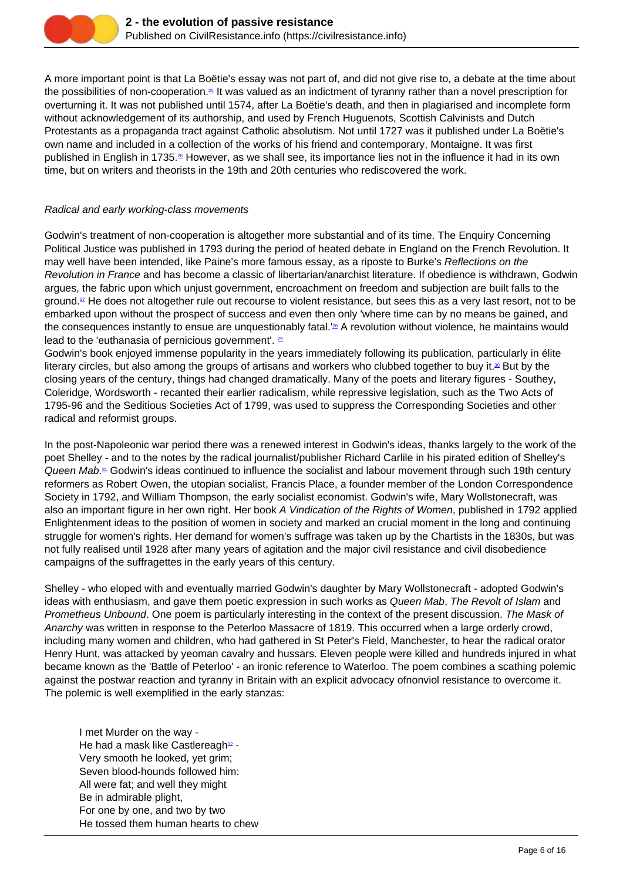A more important point is that La Boëtie's essay was not part of, and did not give rise to, a debate at the time about the possibilities of non-cooperation.[25] It was valued as an indictment of tyranny rather than a novel prescription for overturning it. It was not published until 1574, after La Boëtie's death, and then in plagiarised and incomplete form without acknowledgement of its authorship, and used by French Huguenots, Scottish Calvinists and Dutch Protestants as a propaganda tract against Catholic absolutism. Not until 1727 was it published under La Boëtie's own name and included in a collection of the works of his friend and contemporary, Montaigne. It was first published in English in 1735.[26] However, as we shall see, its importance lies not in the influence it had in its own time, but on writers and theorists in the 19th and 20th centuries who rediscovered the work.

*Radical and early working-class movements*

Godwin's treatment of non-cooperation is altogether more substantial and of its time. The Enquiry Concerning Political Justice was published in 1793 during the period of heated debate in England on the French Revolution. It may well have been intended, like Paine's more famous essay, as a riposte to Burke's *Reflections on the Revolution in France* and has become a classic of libertarian/anarchist literature. If obedience is withdrawn, Godwin argues, the fabric upon which unjust government, encroachment on freedom and subjection are built falls to the ground.[27] He does not altogether rule out recourse to violent resistance, but sees this as a very last resort, not to be embarked upon without the prospect of success and even then only 'where time can by no means be gained, and the consequences instantly to ensue are unquestionably fatal.'[28] A revolution without violence, he maintains would lead to the 'euthanasia of pernicious government'. [29]

Godwin's book enjoyed immense popularity in the years immediately following its publication, particularly in élite literary circles, but also among the groups of artisans and workers who clubbed together to buy it.[30] But by the closing years of the century, things had changed dramatically. Many of the poets and literary figures - Southey, Coleridge, Wordsworth - recanted their earlier radicalism, while repressive legislation, such as the Two Acts of 1795-96 and the Seditious Societies Act of 1799, was used to suppress the Corresponding Societies and other radical and reformist groups.

In the post-Napoleonic war period there was a renewed interest in Godwin's ideas, thanks largely to the work of the poet Shelley - and to the notes by the radical journalist/publisher Richard Carlile in his pirated edition of Shelley's *Queen Mab*.[31] Godwin's ideas continued to influence the socialist and labour movement through such 19th century reformers as Robert Owen, the utopian socialist, Francis Place, a founder member of the London Correspondence Society in 1792, and William Thompson, the early socialist economist. Godwin's wife, Mary Wollstonecraft, was also an important figure in her own right. Her book *A Vindication of the Rights of Women*, published in 1792 applied Enlightenment ideas to the position of women in society and marked an crucial moment in the long and continuing struggle for women's rights. Her demand for women's suffrage was taken up by the Chartists in the 1830s, but was not fully realised until 1928 after many years of agitation and the major civil resistance and civil disobedience campaigns of the suffragettes in the early years of this century.

Shelley - who eloped with and eventually married Godwin's daughter by Mary Wollstonecraft - adopted Godwin's ideas with enthusiasm, and gave them poetic expression in such works as *Queen Mab*, *The Revolt of Islam* and *Prometheus Unbound*. One poem is particularly interesting in the context of the present discussion. *The Mask of Anarchy* was written in response to the Peterloo Massacre of 1819. This occurred when a large orderly crowd, including many women and children, who had gathered in St Peter's Field, Manchester, to hear the radical orator Henry Hunt, was attacked by yeoman cavalry and hussars. Eleven people were killed and hundreds injured in what became known as the 'Battle of Peterloo' - an ironic reference to Waterloo. The poem combines a scathing polemic against the postwar reaction and tyranny in Britain with an explicit advocacy ofnonviol resistance to overcome it. The polemic is well exemplified in the early stanzas:

> I met Murder on the way -
> He had a mask like Castlereagh[32] -
> Very smooth he looked, yet grim;
> Seven blood-hounds followed him:
> All were fat; and well they might
> Be in admirable plight,
> For one by one, and two by two
> He tossed them human hearts to chew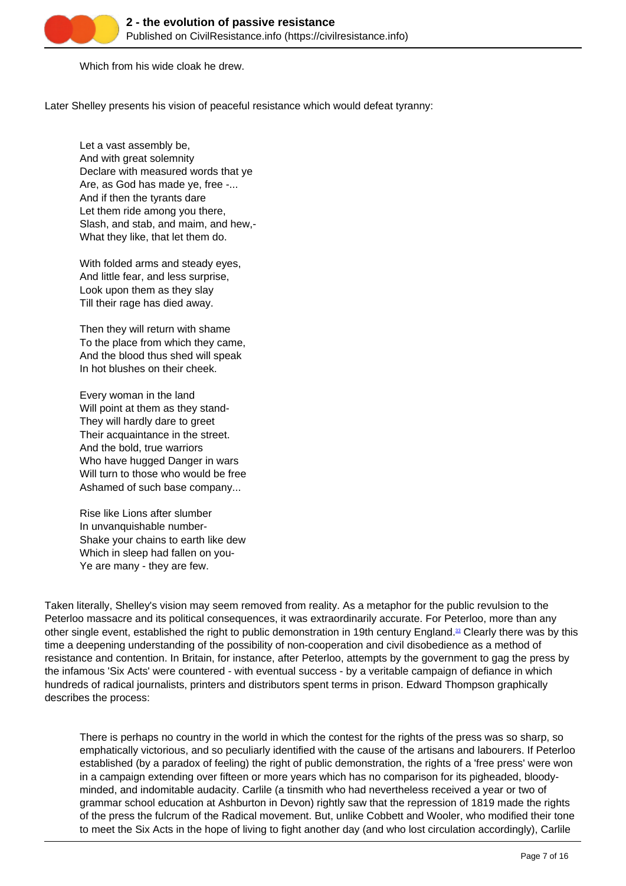Which from his wide cloak he drew.

Later Shelley presents his vision of peaceful resistance which would defeat tyranny:

> Let a vast assembly be,
> And with great solemnity
> Declare with measured words that ye
> Are, as God has made ye, free -...
> And if then the tyrants dare
> Let them ride among you there,
> Slash, and stab, and maim, and hew,-
> What they like, that let them do.
>
> With folded arms and steady eyes,
> And little fear, and less surprise,
> Look upon them as they slay
> Till their rage has died away.
>
> Then they will return with shame
> To the place from which they came,
> And the blood thus shed will speak
> In hot blushes on their cheek.
>
> Every woman in the land
> Will point at them as they stand-
> They will hardly dare to greet
> Their acquaintance in the street.
> And the bold, true warriors
> Who have hugged Danger in wars
> Will turn to those who would be free
> Ashamed of such base company...
>
> Rise like Lions after slumber
> In unvanquishable number-
> Shake your chains to earth like dew
> Which in sleep had fallen on you-
> Ye are many - they are few.

Taken literally, Shelley's vision may seem removed from reality. As a metaphor for the public revulsion to the Peterloo massacre and its political consequences, it was extraordinarily accurate. For Peterloo, more than any other single event, established the right to public demonstration in 19th century England.[33] Clearly there was by this time a deepening understanding of the possibility of non-cooperation and civil disobedience as a method of resistance and contention. In Britain, for instance, after Peterloo, attempts by the government to gag the press by the infamous 'Six Acts' were countered - with eventual success - by a veritable campaign of defiance in which hundreds of radical journalists, printers and distributors spent terms in prison. Edward Thompson graphically describes the process:

> There is perhaps no country in the world in which the contest for the rights of the press was so sharp, so emphatically victorious, and so peculiarly identified with the cause of the artisans and labourers. If Peterloo established (by a paradox of feeling) the right of public demonstration, the rights of a 'free press' were won in a campaign extending over fifteen or more years which has no comparison for its pigheaded, bloody-minded, and indomitable audacity. Carlile (a tinsmith who had nevertheless received a year or two of grammar school education at Ashburton in Devon) rightly saw that the repression of 1819 made the rights of the press the fulcrum of the Radical movement. But, unlike Cobbett and Wooler, who modified their tone to meet the Six Acts in the hope of living to fight another day (and who lost circulation accordingly), Carlile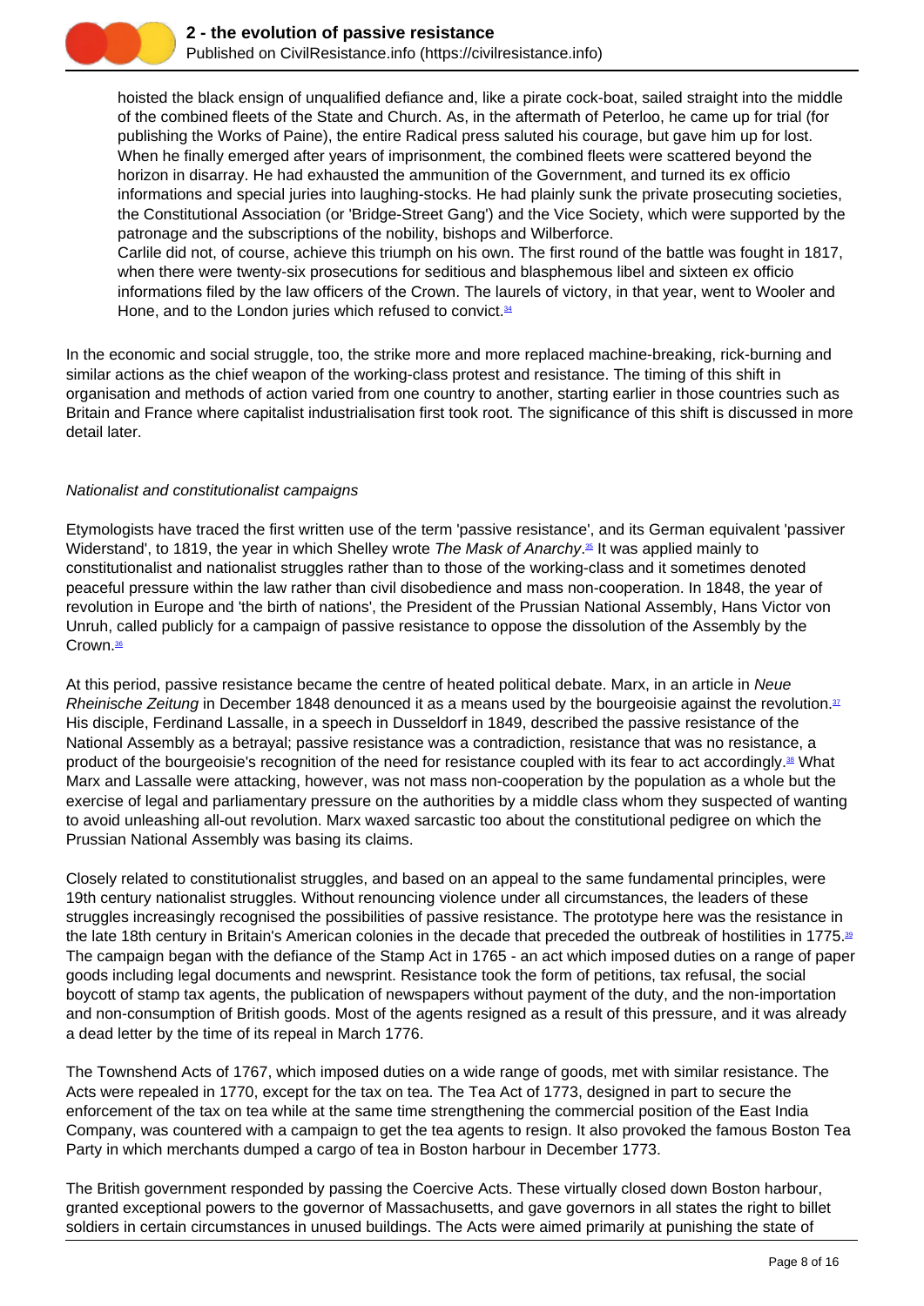> hoisted the black ensign of unqualified defiance and, like a pirate cock-boat, sailed straight into the middle of the combined fleets of the State and Church. As, in the aftermath of Peterloo, he came up for trial (for publishing the Works of Paine), the entire Radical press saluted his courage, but gave him up for lost. When he finally emerged after years of imprisonment, the combined fleets were scattered beyond the horizon in disarray. He had exhausted the ammunition of the Government, and turned its ex officio informations and special juries into laughing-stocks. He had plainly sunk the private prosecuting societies, the Constitutional Association (or 'Bridge-Street Gang') and the Vice Society, which were supported by the patronage and the subscriptions of the nobility, bishops and Wilberforce.
> Carlile did not, of course, achieve this triumph on his own. The first round of the battle was fought in 1817, when there were twenty-six prosecutions for seditious and blasphemous libel and sixteen ex officio informations filed by the law officers of the Crown. The laurels of victory, in that year, went to Wooler and Hone, and to the London juries which refused to convict.[34]

In the economic and social struggle, too, the strike more and more replaced machine-breaking, rick-burning and similar actions as the chief weapon of the working-class protest and resistance. The timing of this shift in organisation and methods of action varied from one country to another, starting earlier in those countries such as Britain and France where capitalist industrialisation first took root. The significance of this shift is discussed in more detail later.

*Nationalist and constitutionalist campaigns*

Etymologists have traced the first written use of the term 'passive resistance', and its German equivalent 'passiver Widerstand', to 1819, the year in which Shelley wrote *The Mask of Anarchy*.[35] It was applied mainly to constitutionalist and nationalist struggles rather than to those of the working-class and it sometimes denoted peaceful pressure within the law rather than civil disobedience and mass non-cooperation. In 1848, the year of revolution in Europe and 'the birth of nations', the President of the Prussian National Assembly, Hans Victor von Unruh, called publicly for a campaign of passive resistance to oppose the dissolution of the Assembly by the Crown.[36]

At this period, passive resistance became the centre of heated political debate. Marx, in an article in *Neue Rheinische Zeitung* in December 1848 denounced it as a means used by the bourgeoisie against the revolution.[37] His disciple, Ferdinand Lassalle, in a speech in Dusseldorf in 1849, described the passive resistance of the National Assembly as a betrayal; passive resistance was a contradiction, resistance that was no resistance, a product of the bourgeoisie's recognition of the need for resistance coupled with its fear to act accordingly.[38] What Marx and Lassalle were attacking, however, was not mass non-cooperation by the population as a whole but the exercise of legal and parliamentary pressure on the authorities by a middle class whom they suspected of wanting to avoid unleashing all-out revolution. Marx waxed sarcastic too about the constitutional pedigree on which the Prussian National Assembly was basing its claims.

Closely related to constitutionalist struggles, and based on an appeal to the same fundamental principles, were 19th century nationalist struggles. Without renouncing violence under all circumstances, the leaders of these struggles increasingly recognised the possibilities of passive resistance. The prototype here was the resistance in the late 18th century in Britain's American colonies in the decade that preceded the outbreak of hostilities in 1775.[39] The campaign began with the defiance of the Stamp Act in 1765 - an act which imposed duties on a range of paper goods including legal documents and newsprint. Resistance took the form of petitions, tax refusal, the social boycott of stamp tax agents, the publication of newspapers without payment of the duty, and the non-importation and non-consumption of British goods. Most of the agents resigned as a result of this pressure, and it was already a dead letter by the time of its repeal in March 1776.

The Townshend Acts of 1767, which imposed duties on a wide range of goods, met with similar resistance. The Acts were repealed in 1770, except for the tax on tea. The Tea Act of 1773, designed in part to secure the enforcement of the tax on tea while at the same time strengthening the commercial position of the East India Company, was countered with a campaign to get the tea agents to resign. It also provoked the famous Boston Tea Party in which merchants dumped a cargo of tea in Boston harbour in December 1773.

The British government responded by passing the Coercive Acts. These virtually closed down Boston harbour, granted exceptional powers to the governor of Massachusetts, and gave governors in all states the right to billet soldiers in certain circumstances in unused buildings. The Acts were aimed primarily at punishing the state of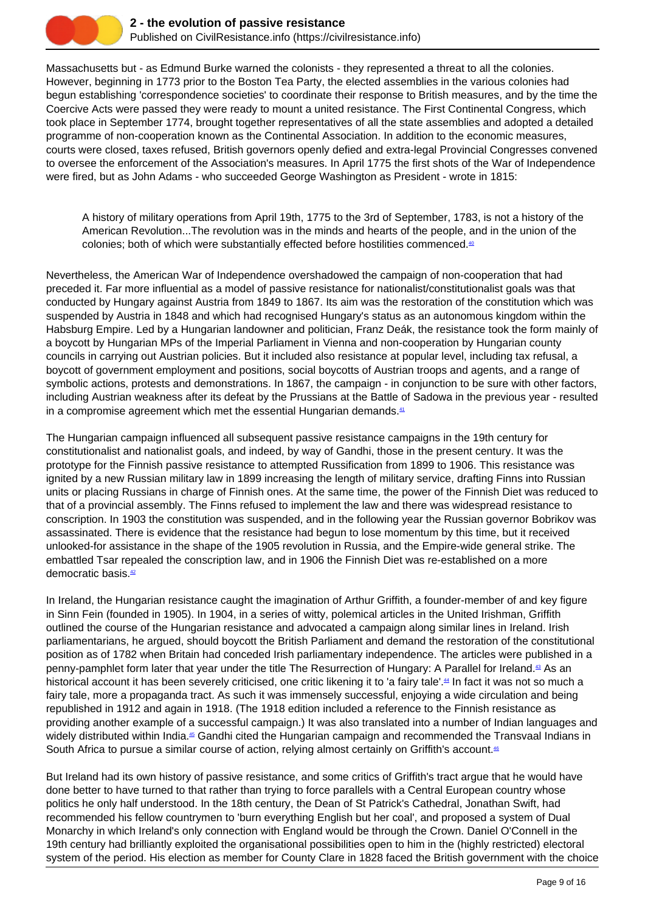Massachusetts but - as Edmund Burke warned the colonists - they represented a threat to all the colonies. However, beginning in 1773 prior to the Boston Tea Party, the elected assemblies in the various colonies had begun establishing 'correspondence societies' to coordinate their response to British measures, and by the time the Coercive Acts were passed they were ready to mount a united resistance. The First Continental Congress, which took place in September 1774, brought together representatives of all the state assemblies and adopted a detailed programme of non-cooperation known as the Continental Association. In addition to the economic measures, courts were closed, taxes refused, British governors openly defied and extra-legal Provincial Congresses convened to oversee the enforcement of the Association's measures. In April 1775 the first shots of the War of Independence were fired, but as John Adams - who succeeded George Washington as President - wrote in 1815:

> A history of military operations from April 19th, 1775 to the 3rd of September, 1783, is not a history of the American Revolution...The revolution was in the minds and hearts of the people, and in the union of the colonies; both of which were substantially effected before hostilities commenced.[40]

Nevertheless, the American War of Independence overshadowed the campaign of non-cooperation that had preceded it. Far more influential as a model of passive resistance for nationalist/constitutionalist goals was that conducted by Hungary against Austria from 1849 to 1867. Its aim was the restoration of the constitution which was suspended by Austria in 1848 and which had recognised Hungary's status as an autonomous kingdom within the Habsburg Empire. Led by a Hungarian landowner and politician, Franz Deák, the resistance took the form mainly of a boycott by Hungarian MPs of the Imperial Parliament in Vienna and non-cooperation by Hungarian county councils in carrying out Austrian policies. But it included also resistance at popular level, including tax refusal, a boycott of government employment and positions, social boycotts of Austrian troops and agents, and a range of symbolic actions, protests and demonstrations. In 1867, the campaign - in conjunction to be sure with other factors, including Austrian weakness after its defeat by the Prussians at the Battle of Sadowa in the previous year - resulted in a compromise agreement which met the essential Hungarian demands.[41]

The Hungarian campaign influenced all subsequent passive resistance campaigns in the 19th century for constitutionalist and nationalist goals, and indeed, by way of Gandhi, those in the present century. It was the prototype for the Finnish passive resistance to attempted Russification from 1899 to 1906. This resistance was ignited by a new Russian military law in 1899 increasing the length of military service, drafting Finns into Russian units or placing Russians in charge of Finnish ones. At the same time, the power of the Finnish Diet was reduced to that of a provincial assembly. The Finns refused to implement the law and there was widespread resistance to conscription. In 1903 the constitution was suspended, and in the following year the Russian governor Bobrikov was assassinated. There is evidence that the resistance had begun to lose momentum by this time, but it received unlooked-for assistance in the shape of the 1905 revolution in Russia, and the Empire-wide general strike. The embattled Tsar repealed the conscription law, and in 1906 the Finnish Diet was re-established on a more democratic basis.[42]

In Ireland, the Hungarian resistance caught the imagination of Arthur Griffith, a founder-member of and key figure in Sinn Fein (founded in 1905). In 1904, in a series of witty, polemical articles in the United Irishman, Griffith outlined the course of the Hungarian resistance and advocated a campaign along similar lines in Ireland. Irish parliamentarians, he argued, should boycott the British Parliament and demand the restoration of the constitutional position as of 1782 when Britain had conceded Irish parliamentary independence. The articles were published in a penny-pamphlet form later that year under the title The Resurrection of Hungary: A Parallel for Ireland.[43] As an historical account it has been severely criticised, one critic likening it to 'a fairy tale'.[44] In fact it was not so much a fairy tale, more a propaganda tract. As such it was immensely successful, enjoying a wide circulation and being republished in 1912 and again in 1918. (The 1918 edition included a reference to the Finnish resistance as providing another example of a successful campaign.) It was also translated into a number of Indian languages and widely distributed within India.[45] Gandhi cited the Hungarian campaign and recommended the Transvaal Indians in South Africa to pursue a similar course of action, relying almost certainly on Griffith's account.[46]

But Ireland had its own history of passive resistance, and some critics of Griffith's tract argue that he would have done better to have turned to that rather than trying to force parallels with a Central European country whose politics he only half understood. In the 18th century, the Dean of St Patrick's Cathedral, Jonathan Swift, had recommended his fellow countrymen to 'burn everything English but her coal', and proposed a system of Dual Monarchy in which Ireland's only connection with England would be through the Crown. Daniel O'Connell in the 19th century had brilliantly exploited the organisational possibilities open to him in the (highly restricted) electoral system of the period. His election as member for County Clare in 1828 faced the British government with the choice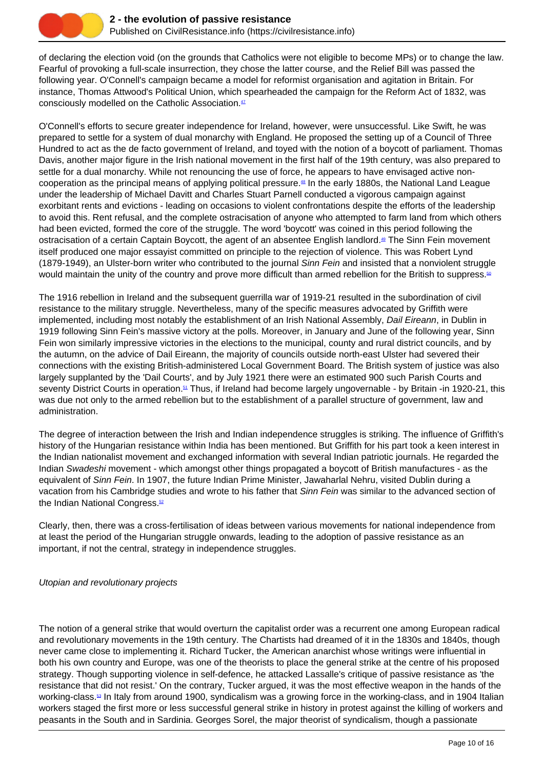of declaring the election void (on the grounds that Catholics were not eligible to become MPs) or to change the law. Fearful of provoking a full-scale insurrection, they chose the latter course, and the Relief Bill was passed the following year. O'Connell's campaign became a model for reformist organisation and agitation in Britain. For instance, Thomas Attwood's Political Union, which spearheaded the campaign for the Reform Act of 1832, was consciously modelled on the Catholic Association.[47]

O'Connell's efforts to secure greater independence for Ireland, however, were unsuccessful. Like Swift, he was prepared to settle for a system of dual monarchy with England. He proposed the setting up of a Council of Three Hundred to act as the de facto government of Ireland, and toyed with the notion of a boycott of parliament. Thomas Davis, another major figure in the Irish national movement in the first half of the 19th century, was also prepared to settle for a dual monarchy. While not renouncing the use of force, he appears to have envisaged active non-cooperation as the principal means of applying political pressure.[48] In the early 1880s, the National Land League under the leadership of Michael Davitt and Charles Stuart Parnell conducted a vigorous campaign against exorbitant rents and evictions - leading on occasions to violent confrontations despite the efforts of the leadership to avoid this. Rent refusal, and the complete ostracisation of anyone who attempted to farm land from which others had been evicted, formed the core of the struggle. The word 'boycott' was coined in this period following the ostracisation of a certain Captain Boycott, the agent of an absentee English landlord.[49] The Sinn Fein movement itself produced one major essayist committed on principle to the rejection of violence. This was Robert Lynd (1879-1949), an Ulster-born writer who contributed to the journal *Sinn Fein* and insisted that a nonviolent struggle would maintain the unity of the country and prove more difficult than armed rebellion for the British to suppress.[50]

The 1916 rebellion in Ireland and the subsequent guerrilla war of 1919-21 resulted in the subordination of civil resistance to the military struggle. Nevertheless, many of the specific measures advocated by Griffith were implemented, including most notably the establishment of an Irish National Assembly, *Dail Eireann*, in Dublin in 1919 following Sinn Fein's massive victory at the polls. Moreover, in January and June of the following year, Sinn Fein won similarly impressive victories in the elections to the municipal, county and rural district councils, and by the autumn, on the advice of Dail Eireann, the majority of councils outside north-east Ulster had severed their connections with the existing British-administered Local Government Board. The British system of justice was also largely supplanted by the 'Dail Courts', and by July 1921 there were an estimated 900 such Parish Courts and seventy District Courts in operation.[51] Thus, if Ireland had become largely ungovernable - by Britain -in 1920-21, this was due not only to the armed rebellion but to the establishment of a parallel structure of government, law and administration.

The degree of interaction between the Irish and Indian independence struggles is striking. The influence of Griffith's history of the Hungarian resistance within India has been mentioned. But Griffith for his part took a keen interest in the Indian nationalist movement and exchanged information with several Indian patriotic journals. He regarded the Indian *Swadeshi* movement - which amongst other things propagated a boycott of British manufactures - as the equivalent of *Sinn Fein*. In 1907, the future Indian Prime Minister, Jawaharlal Nehru, visited Dublin during a vacation from his Cambridge studies and wrote to his father that *Sinn Fein* was similar to the advanced section of the Indian National Congress.[52]

Clearly, then, there was a cross-fertilisation of ideas between various movements for national independence from at least the period of the Hungarian struggle onwards, leading to the adoption of passive resistance as an important, if not the central, strategy in independence struggles.

*Utopian and revolutionary projects*

The notion of a general strike that would overturn the capitalist order was a recurrent one among European radical and revolutionary movements in the 19th century. The Chartists had dreamed of it in the 1830s and 1840s, though never came close to implementing it. Richard Tucker, the American anarchist whose writings were influential in both his own country and Europe, was one of the theorists to place the general strike at the centre of his proposed strategy. Though supporting violence in self-defence, he attacked Lassalle's critique of passive resistance as 'the resistance that did not resist.' On the contrary, Tucker argued, it was the most effective weapon in the hands of the working-class.[53] In Italy from around 1900, syndicalism was a growing force in the working-class, and in 1904 Italian workers staged the first more or less successful general strike in history in protest against the killing of workers and peasants in the South and in Sardinia. Georges Sorel, the major theorist of syndicalism, though a passionate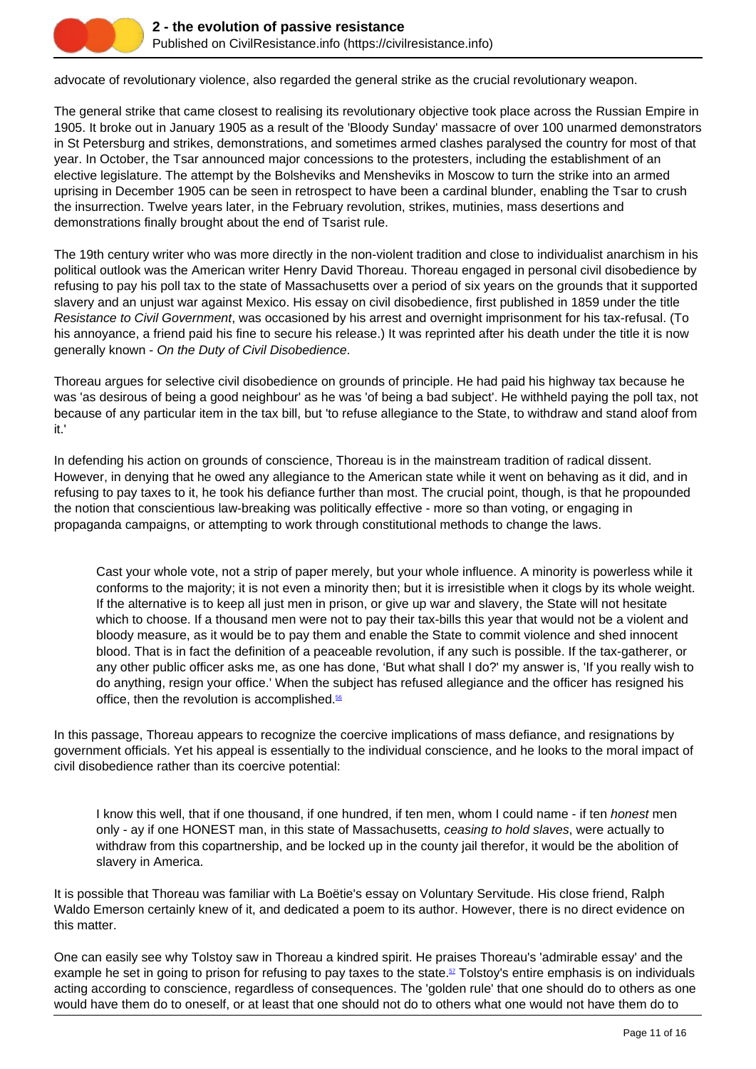advocate of revolutionary violence, also regarded the general strike as the crucial revolutionary weapon.

The general strike that came closest to realising its revolutionary objective took place across the Russian Empire in 1905. It broke out in January 1905 as a result of the 'Bloody Sunday' massacre of over 100 unarmed demonstrators in St Petersburg and strikes, demonstrations, and sometimes armed clashes paralysed the country for most of that year. In October, the Tsar announced major concessions to the protesters, including the establishment of an elective legislature. The attempt by the Bolsheviks and Mensheviks in Moscow to turn the strike into an armed uprising in December 1905 can be seen in retrospect to have been a cardinal blunder, enabling the Tsar to crush the insurrection. Twelve years later, in the February revolution, strikes, mutinies, mass desertions and demonstrations finally brought about the end of Tsarist rule.

The 19th century writer who was more directly in the non-violent tradition and close to individualist anarchism in his political outlook was the American writer Henry David Thoreau. Thoreau engaged in personal civil disobedience by refusing to pay his poll tax to the state of Massachusetts over a period of six years on the grounds that it supported slavery and an unjust war against Mexico. His essay on civil disobedience, first published in 1859 under the title *Resistance to Civil Government*, was occasioned by his arrest and overnight imprisonment for his tax-refusal. (To his annoyance, a friend paid his fine to secure his release.) It was reprinted after his death under the title it is now generally known - *On the Duty of Civil Disobedience*.

Thoreau argues for selective civil disobedience on grounds of principle. He had paid his highway tax because he was 'as desirous of being a good neighbour' as he was 'of being a bad subject'. He withheld paying the poll tax, not because of any particular item in the tax bill, but 'to refuse allegiance to the State, to withdraw and stand aloof from it.'

In defending his action on grounds of conscience, Thoreau is in the mainstream tradition of radical dissent. However, in denying that he owed any allegiance to the American state while it went on behaving as it did, and in refusing to pay taxes to it, he took his defiance further than most. The crucial point, though, is that he propounded the notion that conscientious law-breaking was politically effective - more so than voting, or engaging in propaganda campaigns, or attempting to work through constitutional methods to change the laws.

> Cast your whole vote, not a strip of paper merely, but your whole influence. A minority is powerless while it conforms to the majority; it is not even a minority then; but it is irresistible when it clogs by its whole weight. If the alternative is to keep all just men in prison, or give up war and slavery, the State will not hesitate which to choose. If a thousand men were not to pay their tax-bills this year that would not be a violent and bloody measure, as it would be to pay them and enable the State to commit violence and shed innocent blood. That is in fact the definition of a peaceable revolution, if any such is possible. If the tax-gatherer, or any other public officer asks me, as one has done, 'But what shall I do?' my answer is, 'If you really wish to do anything, resign your office.' When the subject has refused allegiance and the officer has resigned his office, then the revolution is accomplished.[56]

In this passage, Thoreau appears to recognize the coercive implications of mass defiance, and resignations by government officials. Yet his appeal is essentially to the individual conscience, and he looks to the moral impact of civil disobedience rather than its coercive potential:

> I know this well, that if one thousand, if one hundred, if ten men, whom I could name - if ten *honest* men only - ay if one HONEST man, in this state of Massachusetts, *ceasing to hold slaves*, were actually to withdraw from this copartnership, and be locked up in the county jail therefor, it would be the abolition of slavery in America.

It is possible that Thoreau was familiar with La Boëtie's essay on Voluntary Servitude. His close friend, Ralph Waldo Emerson certainly knew of it, and dedicated a poem to its author. However, there is no direct evidence on this matter.

One can easily see why Tolstoy saw in Thoreau a kindred spirit. He praises Thoreau's 'admirable essay' and the example he set in going to prison for refusing to pay taxes to the state.[57] Tolstoy's entire emphasis is on individuals acting according to conscience, regardless of consequences. The 'golden rule' that one should do to others as one would have them do to oneself, or at least that one should not do to others what one would not have them do to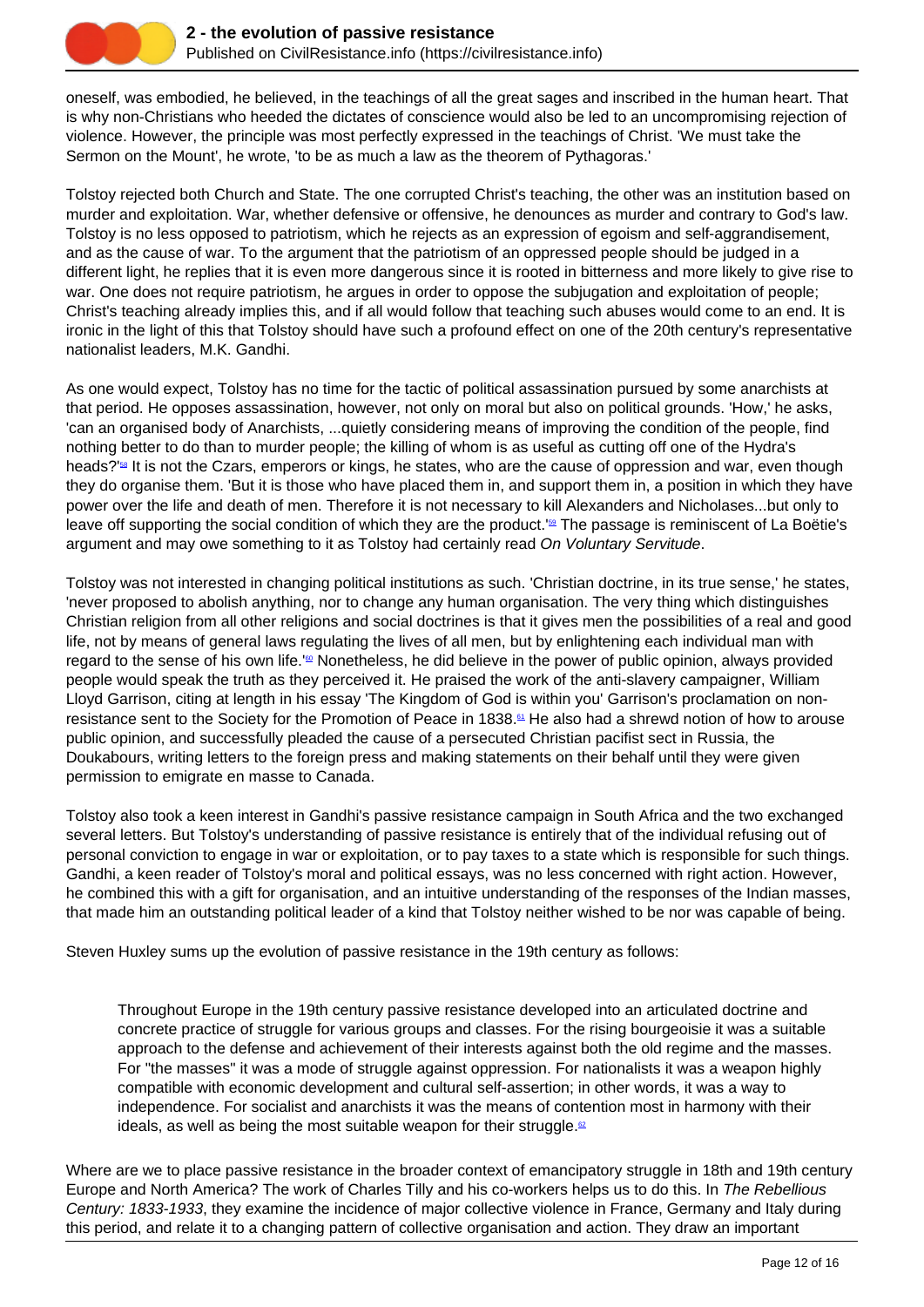oneself, was embodied, he believed, in the teachings of all the great sages and inscribed in the human heart. That is why non-Christians who heeded the dictates of conscience would also be led to an uncompromising rejection of violence. However, the principle was most perfectly expressed in the teachings of Christ. 'We must take the Sermon on the Mount', he wrote, 'to be as much a law as the theorem of Pythagoras.'

Tolstoy rejected both Church and State. The one corrupted Christ's teaching, the other was an institution based on murder and exploitation. War, whether defensive or offensive, he denounces as murder and contrary to God's law. Tolstoy is no less opposed to patriotism, which he rejects as an expression of egoism and self-aggrandisement, and as the cause of war. To the argument that the patriotism of an oppressed people should be judged in a different light, he replies that it is even more dangerous since it is rooted in bitterness and more likely to give rise to war. One does not require patriotism, he argues in order to oppose the subjugation and exploitation of people; Christ's teaching already implies this, and if all would follow that teaching such abuses would come to an end. It is ironic in the light of this that Tolstoy should have such a profound effect on one of the 20th century's representative nationalist leaders, M.K. Gandhi.

As one would expect, Tolstoy has no time for the tactic of political assassination pursued by some anarchists at that period. He opposes assassination, however, not only on moral but also on political grounds. 'How,' he asks, 'can an organised body of Anarchists, ...quietly considering means of improving the condition of the people, find nothing better to do than to murder people; the killing of whom is as useful as cutting off one of the Hydra's heads?'[58] It is not the Czars, emperors or kings, he states, who are the cause of oppression and war, even though they do organise them. 'But it is those who have placed them in, and support them in, a position in which they have power over the life and death of men. Therefore it is not necessary to kill Alexanders and Nicholases...but only to leave off supporting the social condition of which they are the product.'[59] The passage is reminiscent of La Boëtie's argument and may owe something to it as Tolstoy had certainly read *On Voluntary Servitude*.

Tolstoy was not interested in changing political institutions as such. 'Christian doctrine, in its true sense,' he states, 'never proposed to abolish anything, nor to change any human organisation. The very thing which distinguishes Christian religion from all other religions and social doctrines is that it gives men the possibilities of a real and good life, not by means of general laws regulating the lives of all men, but by enlightening each individual man with regard to the sense of his own life.'[60] Nonetheless, he did believe in the power of public opinion, always provided people would speak the truth as they perceived it. He praised the work of the anti-slavery campaigner, William Lloyd Garrison, citing at length in his essay 'The Kingdom of God is within you' Garrison's proclamation on non-resistance sent to the Society for the Promotion of Peace in 1838.[61] He also had a shrewd notion of how to arouse public opinion, and successfully pleaded the cause of a persecuted Christian pacifist sect in Russia, the Doukabours, writing letters to the foreign press and making statements on their behalf until they were given permission to emigrate en masse to Canada.

Tolstoy also took a keen interest in Gandhi's passive resistance campaign in South Africa and the two exchanged several letters. But Tolstoy's understanding of passive resistance is entirely that of the individual refusing out of personal conviction to engage in war or exploitation, or to pay taxes to a state which is responsible for such things. Gandhi, a keen reader of Tolstoy's moral and political essays, was no less concerned with right action. However, he combined this with a gift for organisation, and an intuitive understanding of the responses of the Indian masses, that made him an outstanding political leader of a kind that Tolstoy neither wished to be nor was capable of being.

Steven Huxley sums up the evolution of passive resistance in the 19th century as follows:

> Throughout Europe in the 19th century passive resistance developed into an articulated doctrine and concrete practice of struggle for various groups and classes. For the rising bourgeoisie it was a suitable approach to the defense and achievement of their interests against both the old regime and the masses. For "the masses" it was a mode of struggle against oppression. For nationalists it was a weapon highly compatible with economic development and cultural self-assertion; in other words, it was a way to independence. For socialist and anarchists it was the means of contention most in harmony with their ideals, as well as being the most suitable weapon for their struggle.[62]

Where are we to place passive resistance in the broader context of emancipatory struggle in 18th and 19th century Europe and North America? The work of Charles Tilly and his co-workers helps us to do this. In *The Rebellious Century: 1833-1933*, they examine the incidence of major collective violence in France, Germany and Italy during this period, and relate it to a changing pattern of collective organisation and action. They draw an important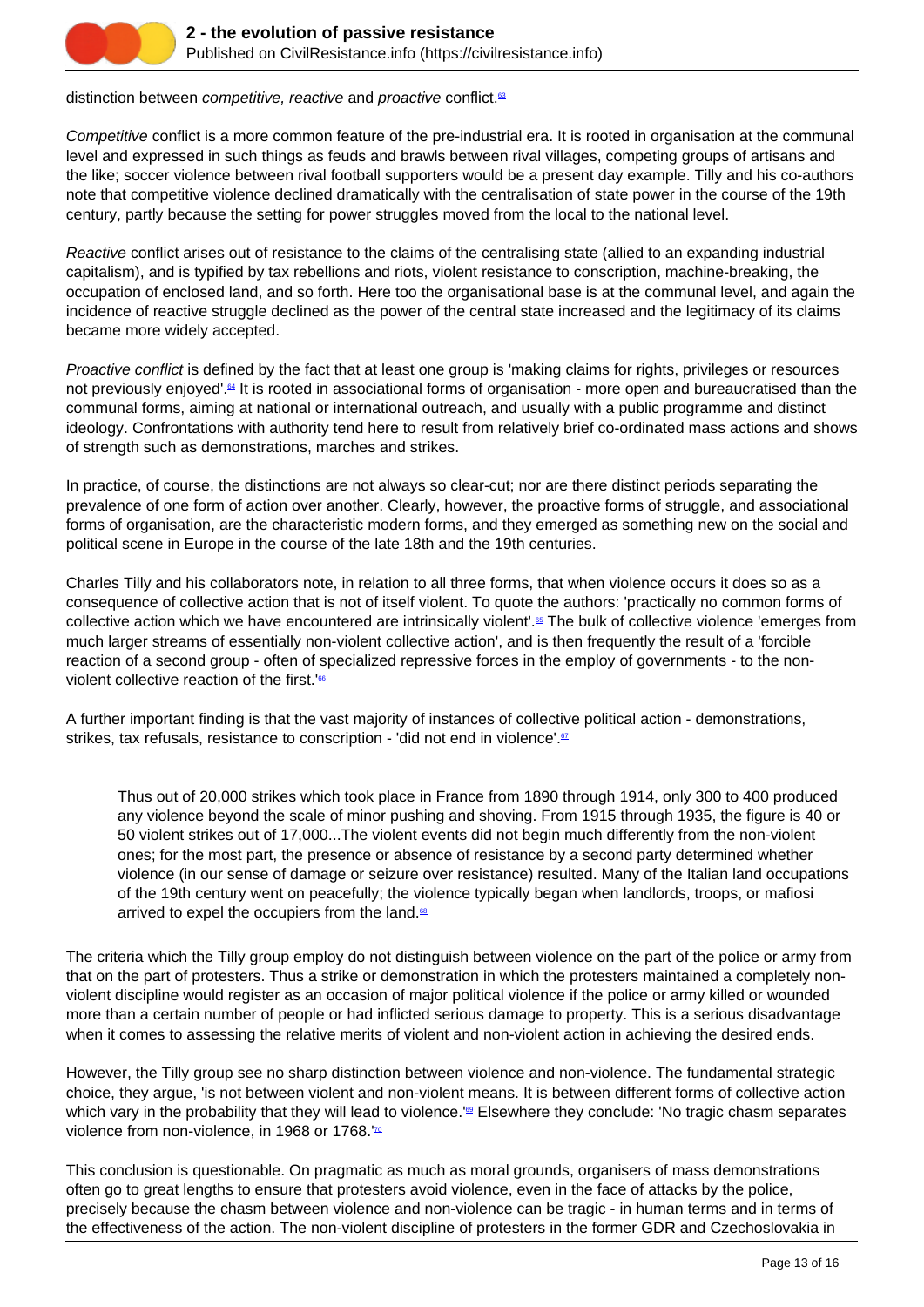distinction between *competitive, reactive* and *proactive* conflict.[63]

*Competitive* conflict is a more common feature of the pre-industrial era. It is rooted in organisation at the communal level and expressed in such things as feuds and brawls between rival villages, competing groups of artisans and the like; soccer violence between rival football supporters would be a present day example. Tilly and his co-authors note that competitive violence declined dramatically with the centralisation of state power in the course of the 19th century, partly because the setting for power struggles moved from the local to the national level.

*Reactive* conflict arises out of resistance to the claims of the centralising state (allied to an expanding industrial capitalism), and is typified by tax rebellions and riots, violent resistance to conscription, machine-breaking, the occupation of enclosed land, and so forth. Here too the organisational base is at the communal level, and again the incidence of reactive struggle declined as the power of the central state increased and the legitimacy of its claims became more widely accepted.

*Proactive conflict* is defined by the fact that at least one group is 'making claims for rights, privileges or resources not previously enjoyed'.[64] It is rooted in associational forms of organisation - more open and bureaucratised than the communal forms, aiming at national or international outreach, and usually with a public programme and distinct ideology. Confrontations with authority tend here to result from relatively brief co-ordinated mass actions and shows of strength such as demonstrations, marches and strikes.

In practice, of course, the distinctions are not always so clear-cut; nor are there distinct periods separating the prevalence of one form of action over another. Clearly, however, the proactive forms of struggle, and associational forms of organisation, are the characteristic modern forms, and they emerged as something new on the social and political scene in Europe in the course of the late 18th and the 19th centuries.

Charles Tilly and his collaborators note, in relation to all three forms, that when violence occurs it does so as a consequence of collective action that is not of itself violent. To quote the authors: 'practically no common forms of collective action which we have encountered are intrinsically violent'.[65] The bulk of collective violence 'emerges from much larger streams of essentially non-violent collective action', and is then frequently the result of a 'forcible reaction of a second group - often of specialized repressive forces in the employ of governments - to the non-violent collective reaction of the first.'[66]

A further important finding is that the vast majority of instances of collective political action - demonstrations, strikes, tax refusals, resistance to conscription - 'did not end in violence'.[67]

> Thus out of 20,000 strikes which took place in France from 1890 through 1914, only 300 to 400 produced any violence beyond the scale of minor pushing and shoving. From 1915 through 1935, the figure is 40 or 50 violent strikes out of 17,000...The violent events did not begin much differently from the non-violent ones; for the most part, the presence or absence of resistance by a second party determined whether violence (in our sense of damage or seizure over resistance) resulted. Many of the Italian land occupations of the 19th century went on peacefully; the violence typically began when landlords, troops, or mafiosi arrived to expel the occupiers from the land.[68]

The criteria which the Tilly group employ do not distinguish between violence on the part of the police or army from that on the part of protesters. Thus a strike or demonstration in which the protesters maintained a completely non-violent discipline would register as an occasion of major political violence if the police or army killed or wounded more than a certain number of people or had inflicted serious damage to property. This is a serious disadvantage when it comes to assessing the relative merits of violent and non-violent action in achieving the desired ends.

However, the Tilly group see no sharp distinction between violence and non-violence. The fundamental strategic choice, they argue, 'is not between violent and non-violent means. It is between different forms of collective action which vary in the probability that they will lead to violence.'[69] Elsewhere they conclude: 'No tragic chasm separates violence from non-violence, in 1968 or 1768.'[70]

This conclusion is questionable. On pragmatic as much as moral grounds, organisers of mass demonstrations often go to great lengths to ensure that protesters avoid violence, even in the face of attacks by the police, precisely because the chasm between violence and non-violence can be tragic - in human terms and in terms of the effectiveness of the action. The non-violent discipline of protesters in the former GDR and Czechoslovakia in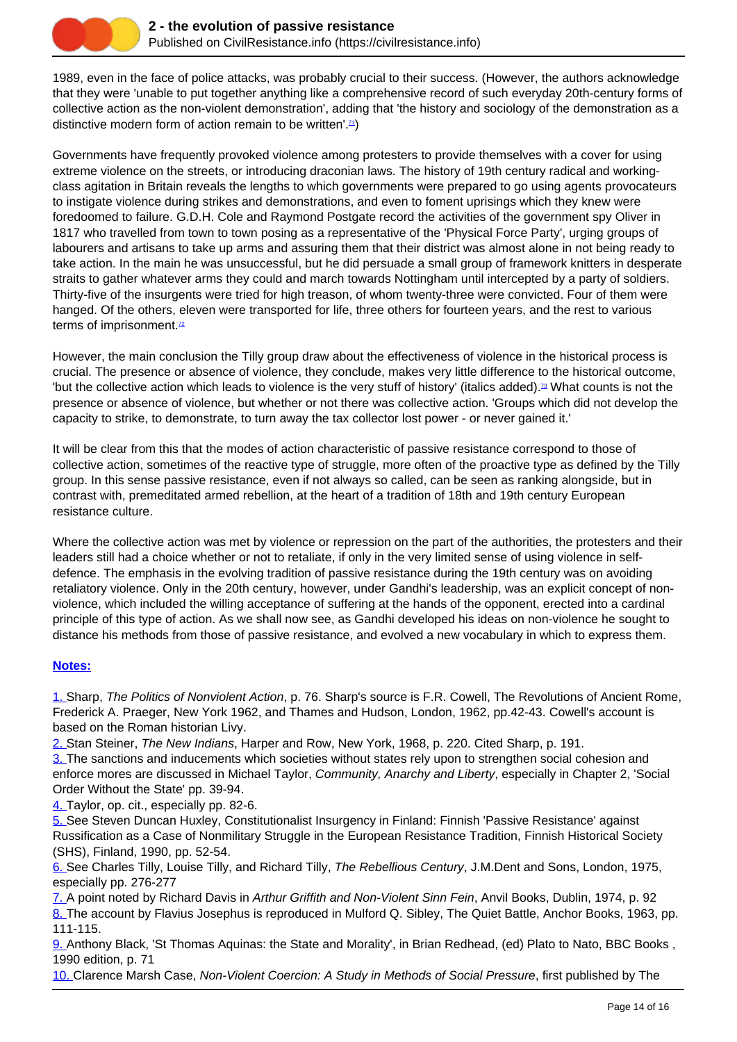1989, even in the face of police attacks, was probably crucial to their success. (However, the authors acknowledge that they were 'unable to put together anything like a comprehensive record of such everyday 20th-century forms of collective action as the non-violent demonstration', adding that 'the history and sociology of the demonstration as a distinctive modern form of action remain to be written'.[71])

Governments have frequently provoked violence among protesters to provide themselves with a cover for using extreme violence on the streets, or introducing draconian laws. The history of 19th century radical and working-class agitation in Britain reveals the lengths to which governments were prepared to go using agents provocateurs to instigate violence during strikes and demonstrations, and even to foment uprisings which they knew were foredoomed to failure. G.D.H. Cole and Raymond Postgate record the activities of the government spy Oliver in 1817 who travelled from town to town posing as a representative of the 'Physical Force Party', urging groups of labourers and artisans to take up arms and assuring them that their district was almost alone in not being ready to take action. In the main he was unsuccessful, but he did persuade a small group of framework knitters in desperate straits to gather whatever arms they could and march towards Nottingham until intercepted by a party of soldiers. Thirty-five of the insurgents were tried for high treason, of whom twenty-three were convicted. Four of them were hanged. Of the others, eleven were transported for life, three others for fourteen years, and the rest to various terms of imprisonment.[72]

However, the main conclusion the Tilly group draw about the effectiveness of violence in the historical process is crucial. The presence or absence of violence, they conclude, makes very little difference to the historical outcome, 'but the collective action which leads to violence is the very stuff of history' (italics added).[73] What counts is not the presence or absence of violence, but whether or not there was collective action. 'Groups which did not develop the capacity to strike, to demonstrate, to turn away the tax collector lost power - or never gained it.'

It will be clear from this that the modes of action characteristic of passive resistance correspond to those of collective action, sometimes of the reactive type of struggle, more often of the proactive type as defined by the Tilly group. In this sense passive resistance, even if not always so called, can be seen as ranking alongside, but in contrast with, premeditated armed rebellion, at the heart of a tradition of 18th and 19th century European resistance culture.

Where the collective action was met by violence or repression on the part of the authorities, the protesters and their leaders still had a choice whether or not to retaliate, if only in the very limited sense of using violence in self-defence. The emphasis in the evolving tradition of passive resistance during the 19th century was on avoiding retaliatory violence. Only in the 20th century, however, under Gandhi's leadership, was an explicit concept of non-violence, which included the willing acceptance of suffering at the hands of the opponent, erected into a cardinal principle of this type of action. As we shall now see, as Gandhi developed his ideas on non-violence he sought to distance his methods from those of passive resistance, and evolved a new vocabulary in which to express them.

**Notes:**

1. Sharp, *The Politics of Nonviolent Action*, p. 76. Sharp's source is F.R. Cowell, The Revolutions of Ancient Rome, Frederick A. Praeger, New York 1962, and Thames and Hudson, London, 1962, pp.42-43. Cowell's account is based on the Roman historian Livy.
2. Stan Steiner, *The New Indians*, Harper and Row, New York, 1968, p. 220. Cited Sharp, p. 191.
3. The sanctions and inducements which societies without states rely upon to strengthen social cohesion and enforce mores are discussed in Michael Taylor, *Community, Anarchy and Liberty*, especially in Chapter 2, 'Social Order Without the State' pp. 39-94.
4. Taylor, op. cit., especially pp. 82-6.
5. See Steven Duncan Huxley, Constitutionalist Insurgency in Finland: Finnish 'Passive Resistance' against Russification as a Case of Nonmilitary Struggle in the European Resistance Tradition, Finnish Historical Society (SHS), Finland, 1990, pp. 52-54.
6. See Charles Tilly, Louise Tilly, and Richard Tilly, *The Rebellious Century*, J.M.Dent and Sons, London, 1975, especially pp. 276-277
7. A point noted by Richard Davis in *Arthur Griffith and Non-Violent Sinn Fein*, Anvil Books, Dublin, 1974, p. 92
8. The account by Flavius Josephus is reproduced in Mulford Q. Sibley, The Quiet Battle, Anchor Books, 1963, pp. 111-115.
9. Anthony Black, 'St Thomas Aquinas: the State and Morality', in Brian Redhead, (ed) Plato to Nato, BBC Books , 1990 edition, p. 71
10. Clarence Marsh Case, *Non-Violent Coercion: A Study in Methods of Social Pressure*, first published by The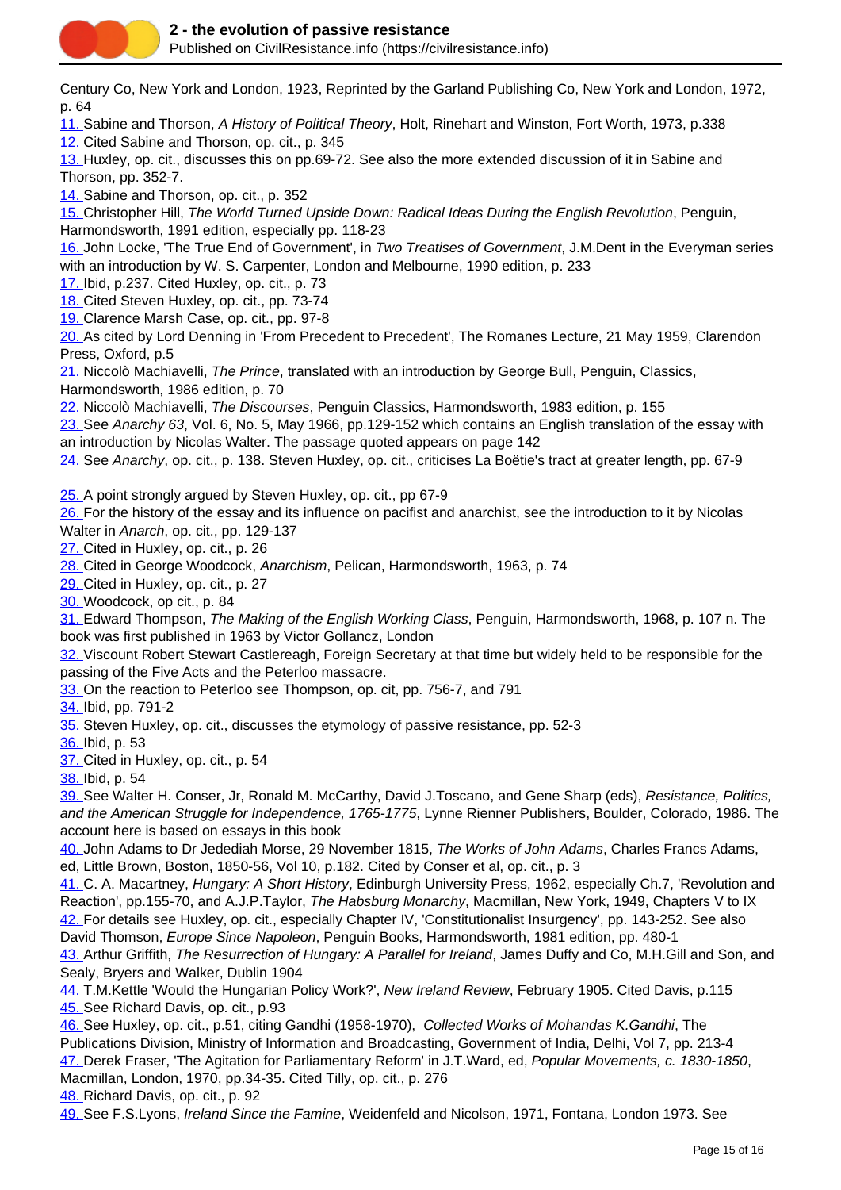Century Co, New York and London, 1923, Reprinted by the Garland Publishing Co, New York and London, 1972, p. 64

11. Sabine and Thorson, *A History of Political Theory*, Holt, Rinehart and Winston, Fort Worth, 1973, p.338

12. Cited Sabine and Thorson, op. cit., p. 345

13. Huxley, op. cit., discusses this on pp.69-72. See also the more extended discussion of it in Sabine and Thorson, pp. 352-7.

14. Sabine and Thorson, op. cit., p. 352

15. Christopher Hill, *The World Turned Upside Down: Radical Ideas During the English Revolution*, Penguin, Harmondsworth, 1991 edition, especially pp. 118-23

16. John Locke, 'The True End of Government', in *Two Treatises of Government*, J.M.Dent in the Everyman series with an introduction by W. S. Carpenter, London and Melbourne, 1990 edition, p. 233

17. Ibid, p.237. Cited Huxley, op. cit., p. 73

18. Cited Steven Huxley, op. cit., pp. 73-74

19. Clarence Marsh Case, op. cit., pp. 97-8

20. As cited by Lord Denning in 'From Precedent to Precedent', The Romanes Lecture, 21 May 1959, Clarendon Press, Oxford, p.5

21. Niccolò Machiavelli, *The Prince*, translated with an introduction by George Bull, Penguin, Classics, Harmondsworth, 1986 edition, p. 70

22. Niccolò Machiavelli, *The Discourses*, Penguin Classics, Harmondsworth, 1983 edition, p. 155

23. See *Anarchy 63*, Vol. 6, No. 5, May 1966, pp.129-152 which contains an English translation of the essay with an introduction by Nicolas Walter. The passage quoted appears on page 142

24. See *Anarchy*, op. cit., p. 138. Steven Huxley, op. cit., criticises La Boëtie's tract at greater length, pp. 67-9

25. A point strongly argued by Steven Huxley, op. cit., pp 67-9

26. For the history of the essay and its influence on pacifist and anarchist, see the introduction to it by Nicolas Walter in *Anarch*, op. cit., pp. 129-137

27. Cited in Huxley, op. cit., p. 26

28. Cited in George Woodcock, *Anarchism*, Pelican, Harmondsworth, 1963, p. 74

29. Cited in Huxley, op. cit., p. 27

30. Woodcock, op cit., p. 84

31. Edward Thompson, *The Making of the English Working Class*, Penguin, Harmondsworth, 1968, p. 107 n. The book was first published in 1963 by Victor Gollancz, London

32. Viscount Robert Stewart Castlereagh, Foreign Secretary at that time but widely held to be responsible for the passing of the Five Acts and the Peterloo massacre.

33. On the reaction to Peterloo see Thompson, op. cit, pp. 756-7, and 791

34. Ibid, pp. 791-2

35. Steven Huxley, op. cit., discusses the etymology of passive resistance, pp. 52-3

36. Ibid, p. 53

37. Cited in Huxley, op. cit., p. 54

38. Ibid, p. 54

39. See Walter H. Conser, Jr, Ronald M. McCarthy, David J.Toscano, and Gene Sharp (eds), *Resistance, Politics, and the American Struggle for Independence, 1765-1775*, Lynne Rienner Publishers, Boulder, Colorado, 1986. The account here is based on essays in this book

40. John Adams to Dr Jedediah Morse, 29 November 1815, *The Works of John Adams*, Charles Francs Adams, ed, Little Brown, Boston, 1850-56, Vol 10, p.182. Cited by Conser et al, op. cit., p. 3

41. C. A. Macartney, *Hungary: A Short History*, Edinburgh University Press, 1962, especially Ch.7, 'Revolution and Reaction', pp.155-70, and A.J.P.Taylor, *The Habsburg Monarchy*, Macmillan, New York, 1949, Chapters V to IX

42. For details see Huxley, op. cit., especially Chapter IV, 'Constitutionalist Insurgency', pp. 143-252. See also David Thomson, *Europe Since Napoleon*, Penguin Books, Harmondsworth, 1981 edition, pp. 480-1

43. Arthur Griffith, *The Resurrection of Hungary: A Parallel for Ireland*, James Duffy and Co, M.H.Gill and Son, and Sealy, Bryers and Walker, Dublin 1904

44. T.M.Kettle 'Would the Hungarian Policy Work?', *New Ireland Review*, February 1905. Cited Davis, p.115

45. See Richard Davis, op. cit., p.93

46. See Huxley, op. cit., p.51, citing Gandhi (1958-1970), *Collected Works of Mohandas K.Gandhi*, The Publications Division, Ministry of Information and Broadcasting, Government of India, Delhi, Vol 7, pp. 213-4

47. Derek Fraser, 'The Agitation for Parliamentary Reform' in J.T.Ward, ed, *Popular Movements, c. 1830-1850*, Macmillan, London, 1970, pp.34-35. Cited Tilly, op. cit., p. 276

48. Richard Davis, op. cit., p. 92

49. See F.S.Lyons, *Ireland Since the Famine*, Weidenfeld and Nicolson, 1971, Fontana, London 1973. See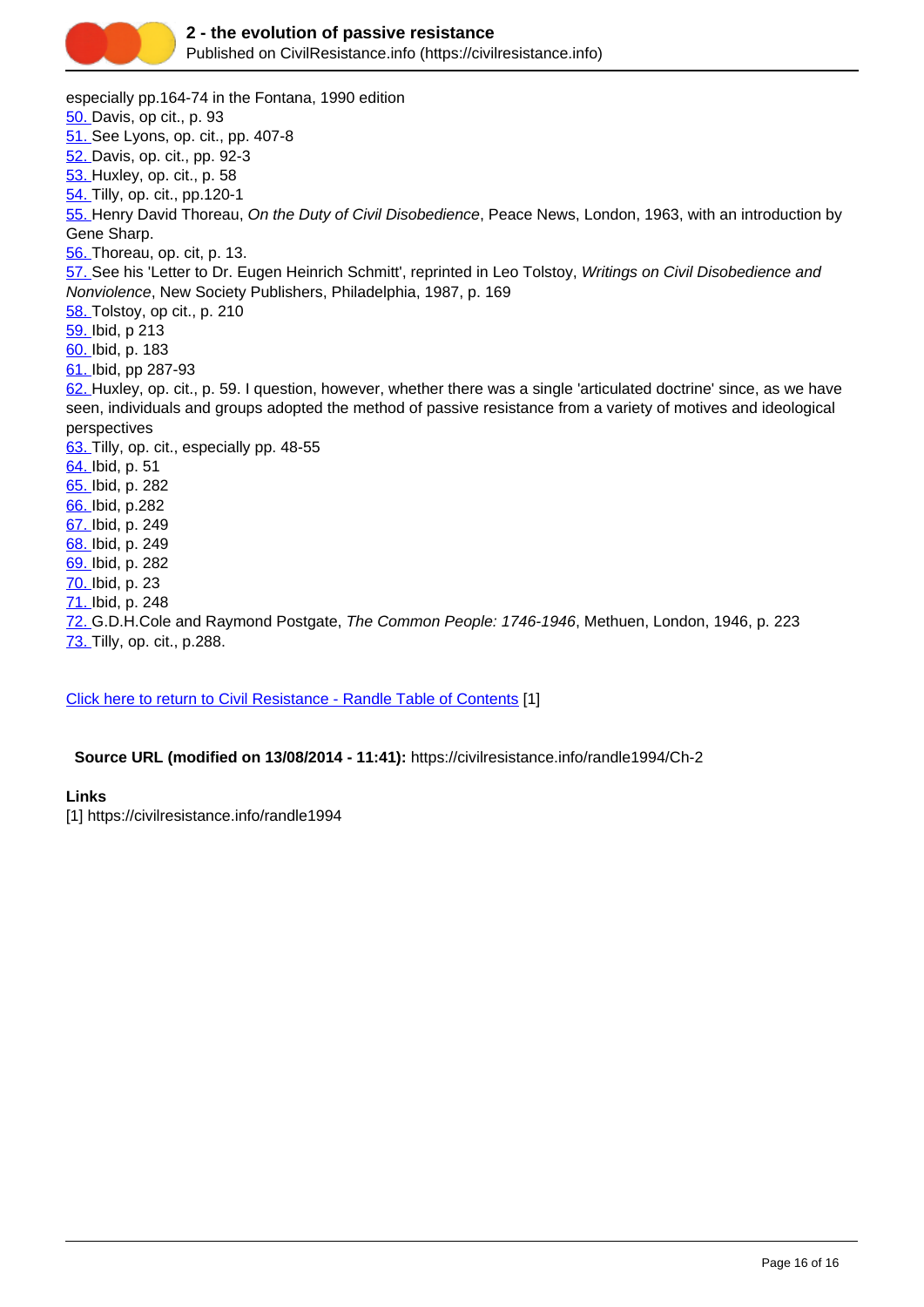especially pp.164-74 in the Fontana, 1990 edition

50. Davis, op cit., p. 93

51. See Lyons, op. cit., pp. 407-8

52. Davis, op. cit., pp. 92-3

53. Huxley, op. cit., p. 58

54. Tilly, op. cit., pp.120-1

55. Henry David Thoreau, *On the Duty of Civil Disobedience*, Peace News, London, 1963, with an introduction by Gene Sharp.

56. Thoreau, op. cit, p. 13.

57. See his 'Letter to Dr. Eugen Heinrich Schmitt', reprinted in Leo Tolstoy, *Writings on Civil Disobedience and Nonviolence*, New Society Publishers, Philadelphia, 1987, p. 169

58. Tolstoy, op cit., p. 210

59. Ibid, p 213

60. Ibid, p. 183

61. Ibid, pp 287-93

62. Huxley, op. cit., p. 59. I question, however, whether there was a single 'articulated doctrine' since, as we have seen, individuals and groups adopted the method of passive resistance from a variety of motives and ideological perspectives

63. Tilly, op. cit., especially pp. 48-55

64. Ibid, p. 51

65. Ibid, p. 282

66. Ibid, p.282

67. Ibid, p. 249

68. Ibid, p. 249

69. Ibid, p. 282

70. Ibid, p. 23

71. Ibid, p. 248

72. G.D.H.Cole and Raymond Postgate, *The Common People: 1746-1946*, Methuen, London, 1946, p. 223

73. Tilly, op. cit., p.288.

Click here to return to Civil Resistance - Randle Table of Contents [1]

**Source URL (modified on 13/08/2014 - 11:41):** https://civilresistance.info/randle1994/Ch-2

**Links**

[1] https://civilresistance.info/randle1994